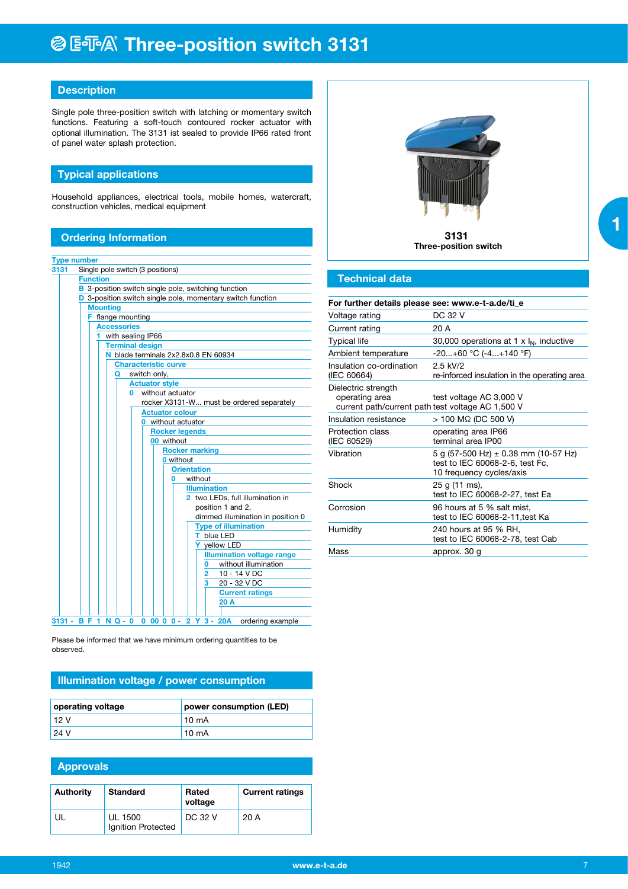# E-T-A Three-position switch 3131

## Description

Single pole three-position switch with latching or momentary switch functions. Featuring a soft-touch contoured rocker actuator with optional illumination. The 3131 ist sealed to provide IP66 rated front of panel water splash protection.

## Typical applications

Household appliances, electrical tools, mobile homes, watercraft, construction vehicles, medical equipment

## Ordering Information

**Type number**
3131 Single pole switch (3 positions)

**Function**
B 3-position switch single pole, switching function
D 3-position switch single pole, momentary switch function

**Mounting**
F flange mounting

**Accessories**
1 with sealing IP66

**Terminal design**
N blade terminals 2x2.8x0.8 EN 60934

**Characteristic curve**
Q switch only,

**Actuator style**
0 without actuator
rocker X3131-W... must be ordered separately

**Actuator colour**
0 without actuator

**Rocker legends**
00 without

**Rocker marking**
0 without

**Orientation**
0 without

**Illumination**
2 two LEDs, full illumination in position 1 and 2, dimmed illumination in position 0

**Type of illumination**
T blue LED
Y yellow LED

**Illumination voltage range**
0 without illumination
2 10 - 14 V DC
3 20 - 32 V DC

**Current ratings**
20 A

3131 - B F 1 N Q - 0 0 00 0 0 - 2 Y 3 - 20A ordering example

Please be informed that we have minimum ordering quantities to be observed.

**3131**
**Three-position switch**

## Technical data

| For further details please see: www.e-t-a.de/ti_e | |
|---|---|
| Voltage rating | DC 32 V |
| Current rating | 20 A |
| Typical life | 30,000 operations at 1 x $I_N$, inductive |
| Ambient temperature | -20...+60 °C (-4...+140 °F) |
| Insulation co-ordination (IEC 60664) | 2.5 kV/2 re-inforced insulation in the operating area |
| Dielectric strength operating area current path/current path | test voltage AC 3,000 V test voltage AC 1,500 V |
| Insulation resistance | > 100 MΩ (DC 500 V) |
| Protection class (IEC 60529) | operating area IP66 terminal area IP00 |
| Vibration | 5 g (57-500 Hz) ± 0.38 mm (10-57 Hz) test to IEC 60068-2-6, test Fc, 10 frequency cycles/axis |
| Shock | 25 g (11 ms), test to IEC 60068-2-27, test Ea |
| Corrosion | 96 hours at 5 % salt mist, test to IEC 60068-2-11,test Ka |
| Humidity | 240 hours at 95 % RH, test to IEC 60068-2-78, test Cab |
| Mass | approx. 30 g |

## Illumination voltage / power consumption

| operating voltage | power consumption (LED) |
|---|---|
| 12 V | 10 mA |
| 24 V | 10 mA |

## Approvals

| Authority | Standard | Rated voltage | Current ratings |
|---|---|---|---|
| UL | UL 1500 Ignition Protected | DC 32 V | 20 A |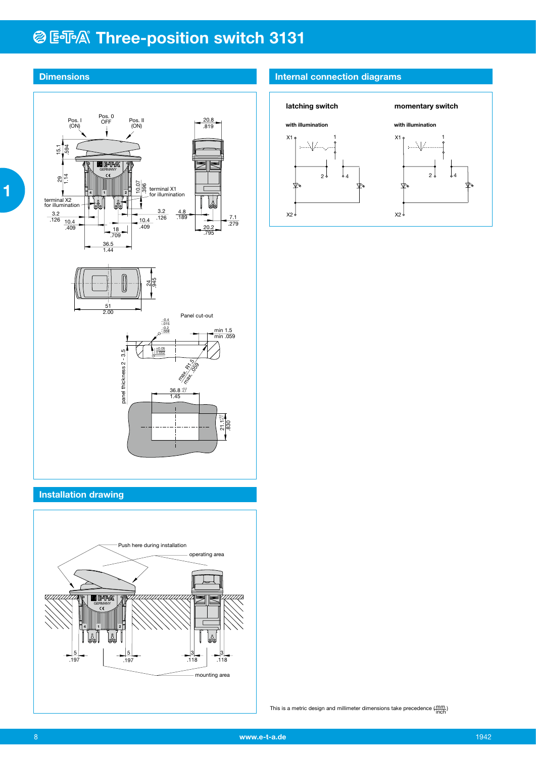# Three-position switch 3131

## Dimensions

Pos. I (ON) | Pos. 0 OFF | Pos. II (ON)

15.1 / .594 — 29 / 1.14 — 10.07 / .396 — 20.8 / .819

terminal X1 for illumination

terminal X2 for illumination

3.2 / .126 — 10.4 / .409 — 18 / .709 — 36.5 / 1.44 — 10.4 / .409 — 3.2 / .126 — 4.8 / .189 — 7.1 / .279 — 20.2 / .795

24 / .945 — 51 / 2.00

Panel cut-out

min 1.5 / min .059

panel thickness 2 - 3.5

max. R1.5 / max. .059

36.8 / 1.45 — 21.1 / .830

## Installation drawing

Push here during installation

operating area

mounting area

5 / .197 — 5 / .197 — 3 / .118 — 3 / .118

## Internal connection diagrams

**latching switch**

**with illumination**

**momentary switch**

**with illumination**

This is a metric design and millimeter dimensions take precedence ($\frac{mm}{inch}$)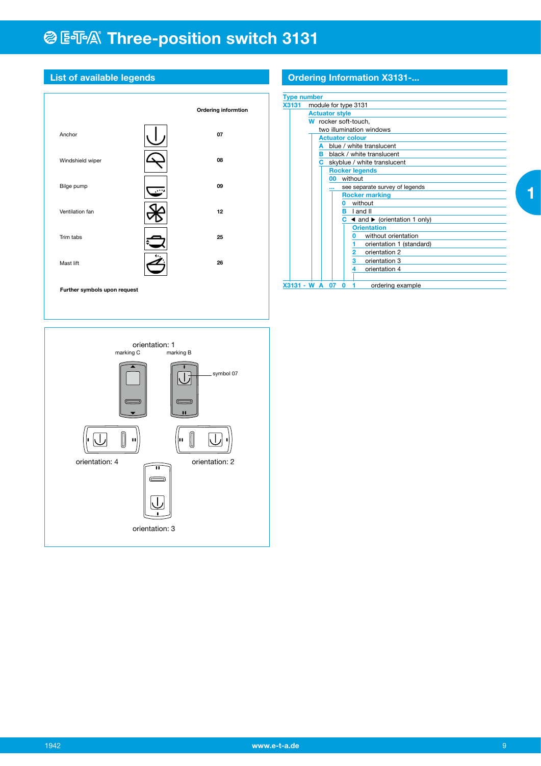# E-T-A Three-position switch 3131

## List of available legends

| | | Ordering informtion |
|---|---|---|
| Anchor | | 07 |
| Windshield wiper | | 08 |
| Bilge pump | | 09 |
| Ventilation fan | | 12 |
| Trim tabs | | 25 |
| Mast lift | | 26 |

**Further symbols upon request**

orientation: 1
marking C
marking B
symbol 07
orientation: 4
orientation: 2
orientation: 3

## Ordering Information X3131-...

**Type number**
**X3131** module for type 3131

**Actuator style**
**W** rocker soft-touch, two illumination windows

**Actuator colour**
**A** blue / white translucent
**B** black / white translucent
**C** skyblue / white translucent

**Rocker legends**
**00** without
**...** see separate survey of legends

**Rocker marking**
**0** without
**B** I and II
**C** ◄ and ► (orientation 1 only)

**Orientation**
**0** without orientation
**1** orientation 1 (standard)
**2** orientation 2
**3** orientation 3
**4** orientation 4

**X3131 - W A 07 0 1** ordering example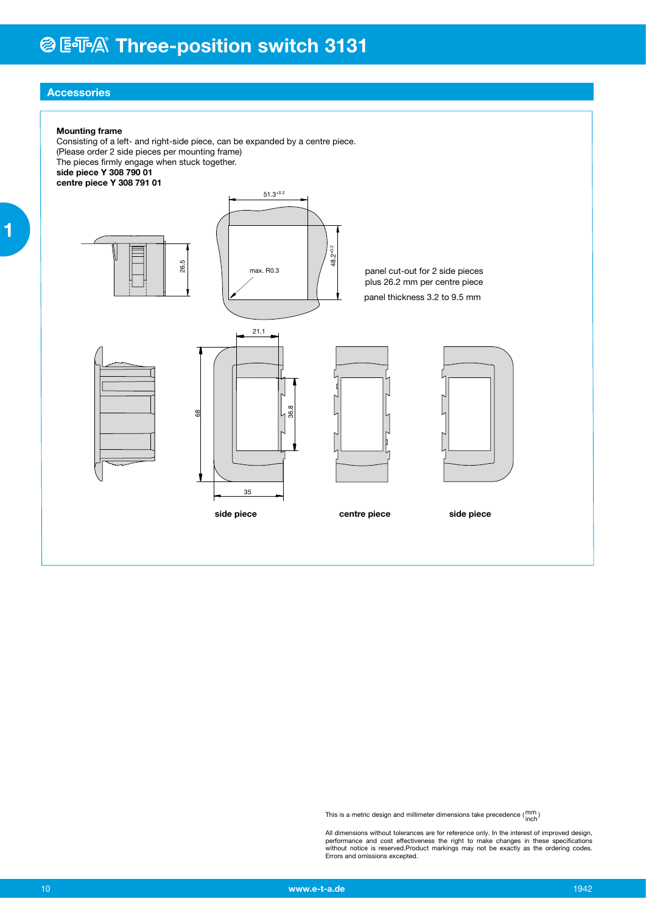# Three-position switch 3131

## Accessories

**Mounting frame**
Consisting of a left- and right-side piece, can be expanded by a centre piece.
(Please order 2 side pieces per mounting frame)
The pieces firmly engage when stuck together.
**side piece Y 308 790 01**
**centre piece Y 308 791 01**

$51.3^{+0.2}$

26.5

max. R0.3

$48.2^{+0.2}$

panel cut-out for 2 side pieces
plus 26.2 mm per centre piece

panel thickness 3.2 to 9.5 mm

21.1

68

36.8

35

**side piece** **centre piece** **side piece**

This is a metric design and millimeter dimensions take precedence (mm/inch)

All dimensions without tolerances are for reference only. In the interest of improved design, performance and cost effectiveness the right to make changes in these specifications without notice is reserved.Product markings may not be exactly as the ordering codes. Errors and omissions excepted.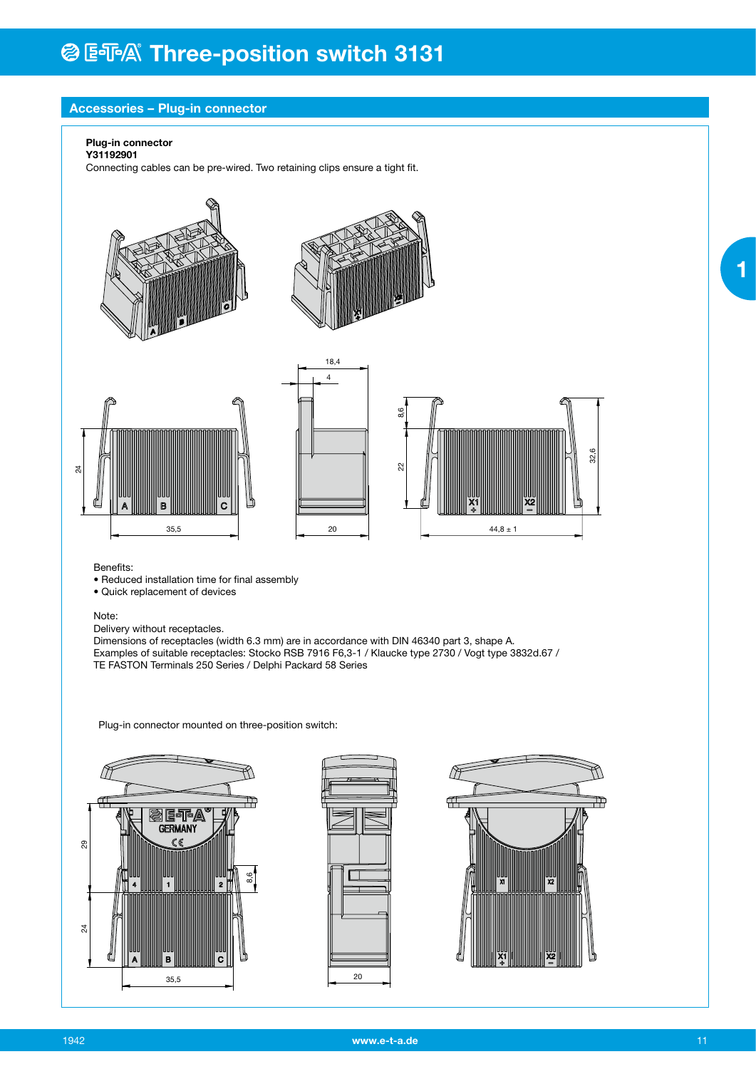# Three-position switch 3131

## Accessories – Plug-in connector

**Plug-in connector**
**Y31192901**
Connecting cables can be pre-wired. Two retaining clips ensure a tight fit.

A B C X1 X2

18,4
4
24
35,5
20
8,6
22
32,6
44,8 ± 1

Benefits:
- Reduced installation time for final assembly
- Quick replacement of devices

Note:
Delivery without receptacles.
Dimensions of receptacles (width 6.3 mm) are in accordance with DIN 46340 part 3, shape A.
Examples of suitable receptacles: Stocko RSB 7916 F6,3-1 / Klaucke type 2730 / Vogt type 3832d.67 / TE FASTON Terminals 250 Series / Delphi Packard 58 Series

Plug-in connector mounted on three-position switch:

GERMANY
29
24
8,6
4 1 2
A B C
35,5
20
X1 X2